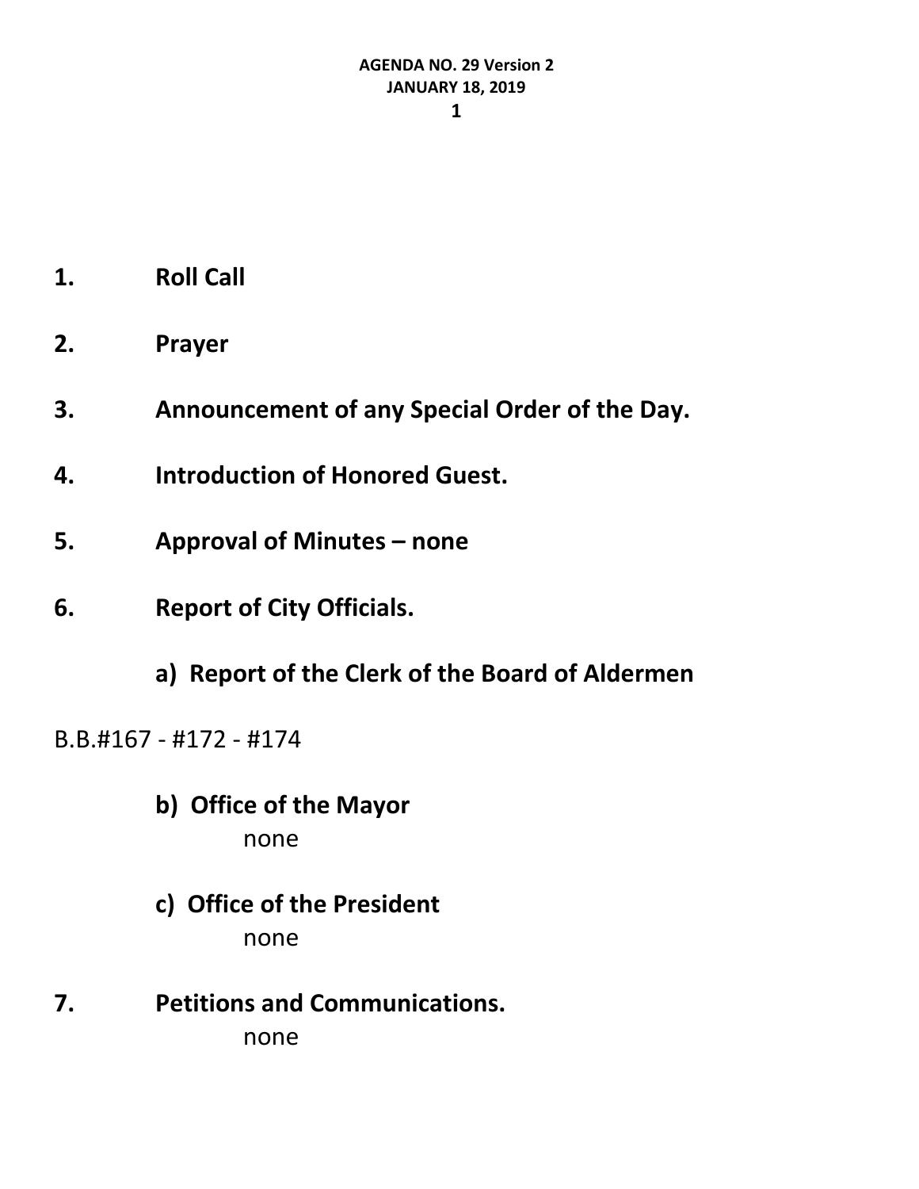**AGENDA NO. 29 Version 2**
**JANUARY 18, 2019**

1. **Roll Call**

2. **Prayer**

3. **Announcement of any Special Order of the Day.**

4. **Introduction of Honored Guest.**

5. **Approval of Minutes – none**

6. **Report of City Officials.**

   **a) Report of the Clerk of the Board of Aldermen**

B.B.#167 - #172 - #174

   **b) Office of the Mayor**
   none

   **c) Office of the President**
   none

7. **Petitions and Communications.**
   none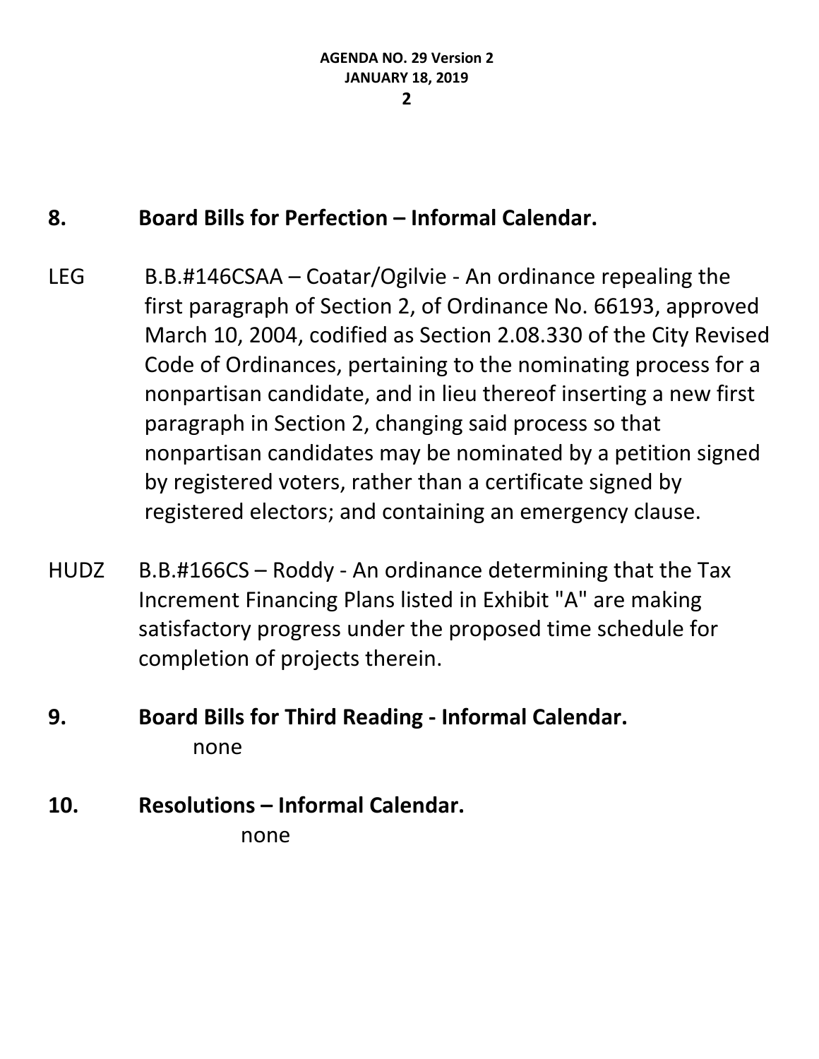## 8. Board Bills for Perfection – Informal Calendar.

LEG B.B.#146CSAA – Coatar/Ogilvie - An ordinance repealing the first paragraph of Section 2, of Ordinance No. 66193, approved March 10, 2004, codified as Section 2.08.330 of the City Revised Code of Ordinances, pertaining to the nominating process for a nonpartisan candidate, and in lieu thereof inserting a new first paragraph in Section 2, changing said process so that nonpartisan candidates may be nominated by a petition signed by registered voters, rather than a certificate signed by registered electors; and containing an emergency clause.

HUDZ B.B.#166CS – Roddy - An ordinance determining that the Tax Increment Financing Plans listed in Exhibit "A" are making satisfactory progress under the proposed time schedule for completion of projects therein.

## 9. Board Bills for Third Reading - Informal Calendar.

none

## 10. Resolutions – Informal Calendar.

none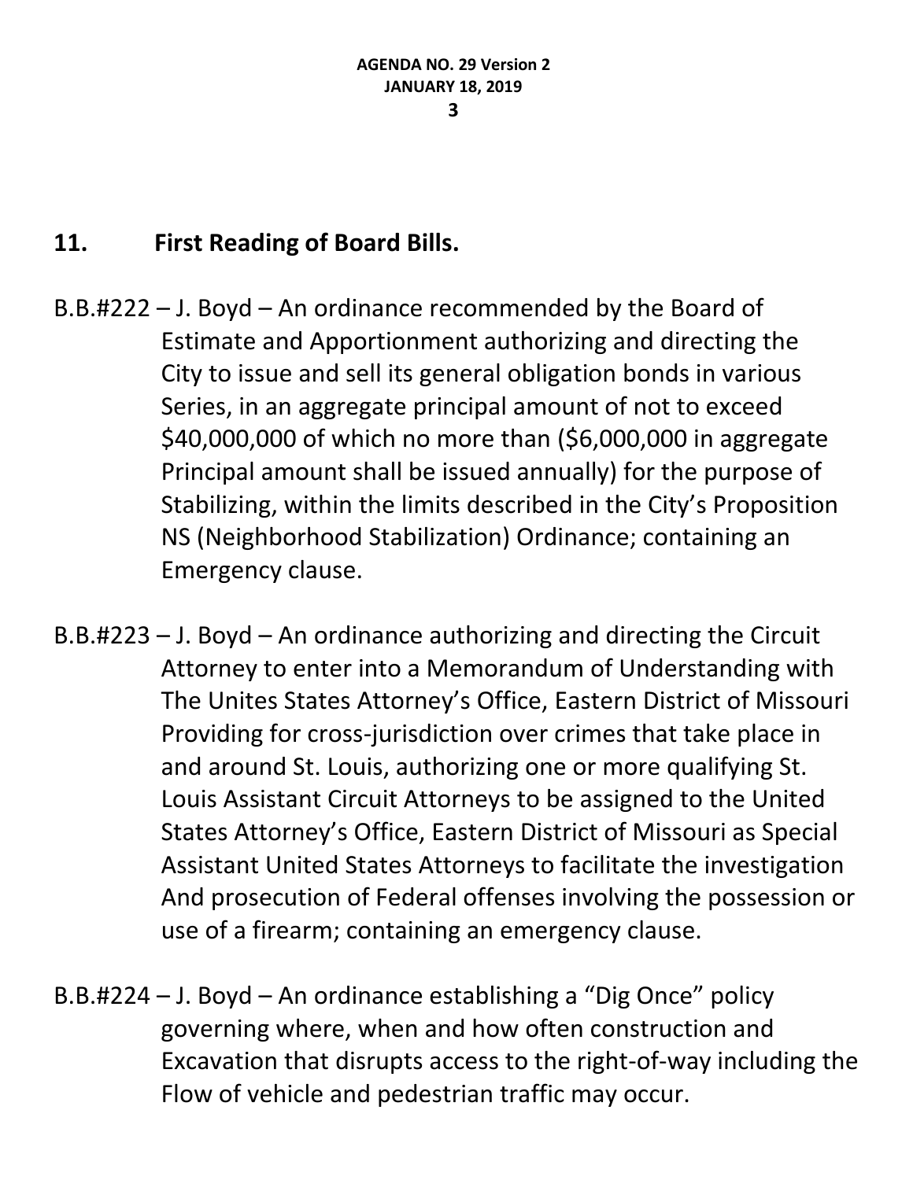## 11. First Reading of Board Bills.

B.B.#222 – J. Boyd – An ordinance recommended by the Board of Estimate and Apportionment authorizing and directing the City to issue and sell its general obligation bonds in various Series, in an aggregate principal amount of not to exceed $40,000,000 of which no more than ($6,000,000 in aggregate Principal amount shall be issued annually) for the purpose of Stabilizing, within the limits described in the City's Proposition NS (Neighborhood Stabilization) Ordinance; containing an Emergency clause.

B.B.#223 – J. Boyd – An ordinance authorizing and directing the Circuit Attorney to enter into a Memorandum of Understanding with The Unites States Attorney's Office, Eastern District of Missouri Providing for cross-jurisdiction over crimes that take place in and around St. Louis, authorizing one or more qualifying St. Louis Assistant Circuit Attorneys to be assigned to the United States Attorney's Office, Eastern District of Missouri as Special Assistant United States Attorneys to facilitate the investigation And prosecution of Federal offenses involving the possession or use of a firearm; containing an emergency clause.

B.B.#224 – J. Boyd – An ordinance establishing a "Dig Once" policy governing where, when and how often construction and Excavation that disrupts access to the right-of-way including the Flow of vehicle and pedestrian traffic may occur.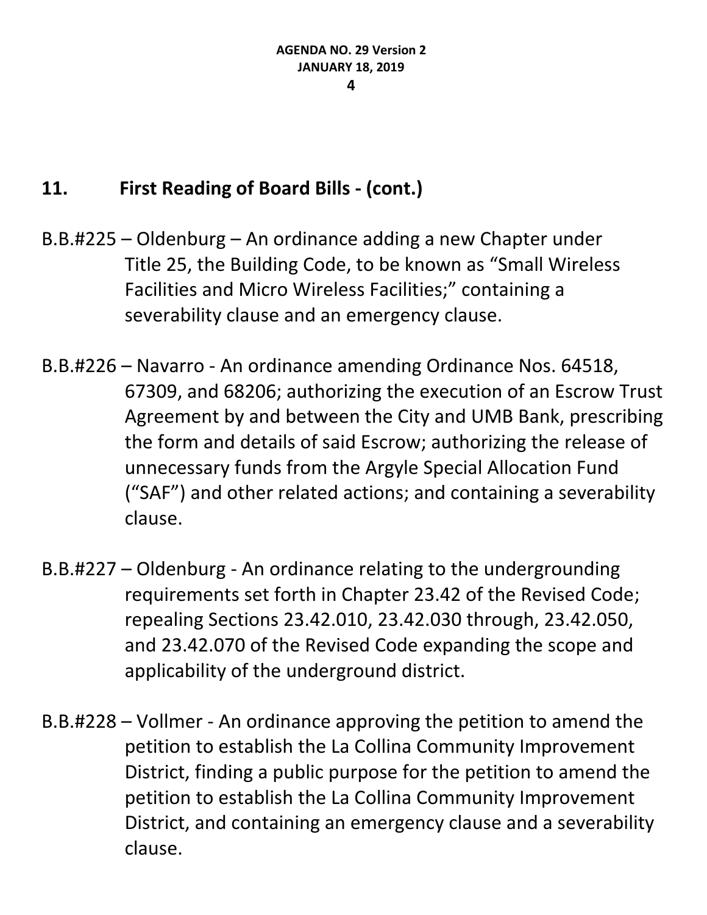## 11. First Reading of Board Bills - (cont.)

B.B.#225 – Oldenburg – An ordinance adding a new Chapter under Title 25, the Building Code, to be known as "Small Wireless Facilities and Micro Wireless Facilities;" containing a severability clause and an emergency clause.

B.B.#226 – Navarro - An ordinance amending Ordinance Nos. 64518, 67309, and 68206; authorizing the execution of an Escrow Trust Agreement by and between the City and UMB Bank, prescribing the form and details of said Escrow; authorizing the release of unnecessary funds from the Argyle Special Allocation Fund ("SAF") and other related actions; and containing a severability clause.

B.B.#227 – Oldenburg - An ordinance relating to the undergrounding requirements set forth in Chapter 23.42 of the Revised Code; repealing Sections 23.42.010, 23.42.030 through, 23.42.050, and 23.42.070 of the Revised Code expanding the scope and applicability of the underground district.

B.B.#228 – Vollmer - An ordinance approving the petition to amend the petition to establish the La Collina Community Improvement District, finding a public purpose for the petition to amend the petition to establish the La Collina Community Improvement District, and containing an emergency clause and a severability clause.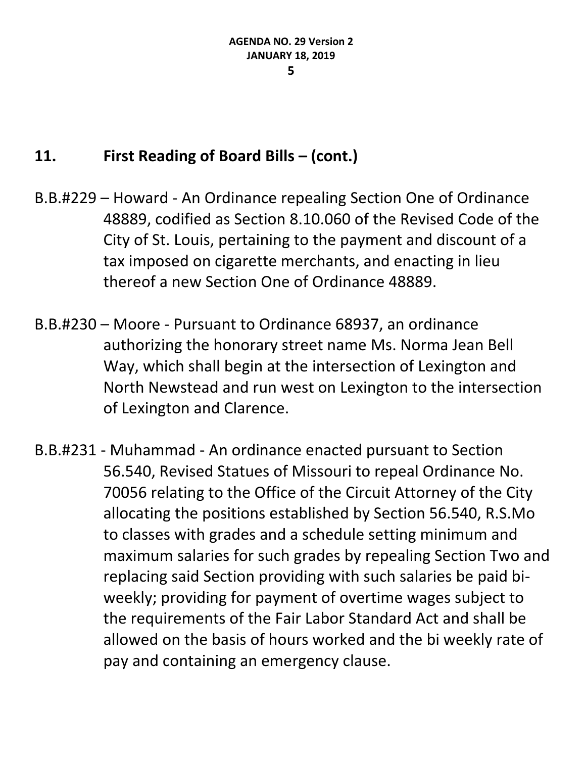## 11. First Reading of Board Bills – (cont.)

B.B.#229 – Howard - An Ordinance repealing Section One of Ordinance 48889, codified as Section 8.10.060 of the Revised Code of the City of St. Louis, pertaining to the payment and discount of a tax imposed on cigarette merchants, and enacting in lieu thereof a new Section One of Ordinance 48889.

B.B.#230 – Moore - Pursuant to Ordinance 68937, an ordinance authorizing the honorary street name Ms. Norma Jean Bell Way, which shall begin at the intersection of Lexington and North Newstead and run west on Lexington to the intersection of Lexington and Clarence.

B.B.#231 - Muhammad - An ordinance enacted pursuant to Section 56.540, Revised Statues of Missouri to repeal Ordinance No. 70056 relating to the Office of the Circuit Attorney of the City allocating the positions established by Section 56.540, R.S.Mo to classes with grades and a schedule setting minimum and maximum salaries for such grades by repealing Section Two and replacing said Section providing with such salaries be paid bi-weekly; providing for payment of overtime wages subject to the requirements of the Fair Labor Standard Act and shall be allowed on the basis of hours worked and the bi weekly rate of pay and containing an emergency clause.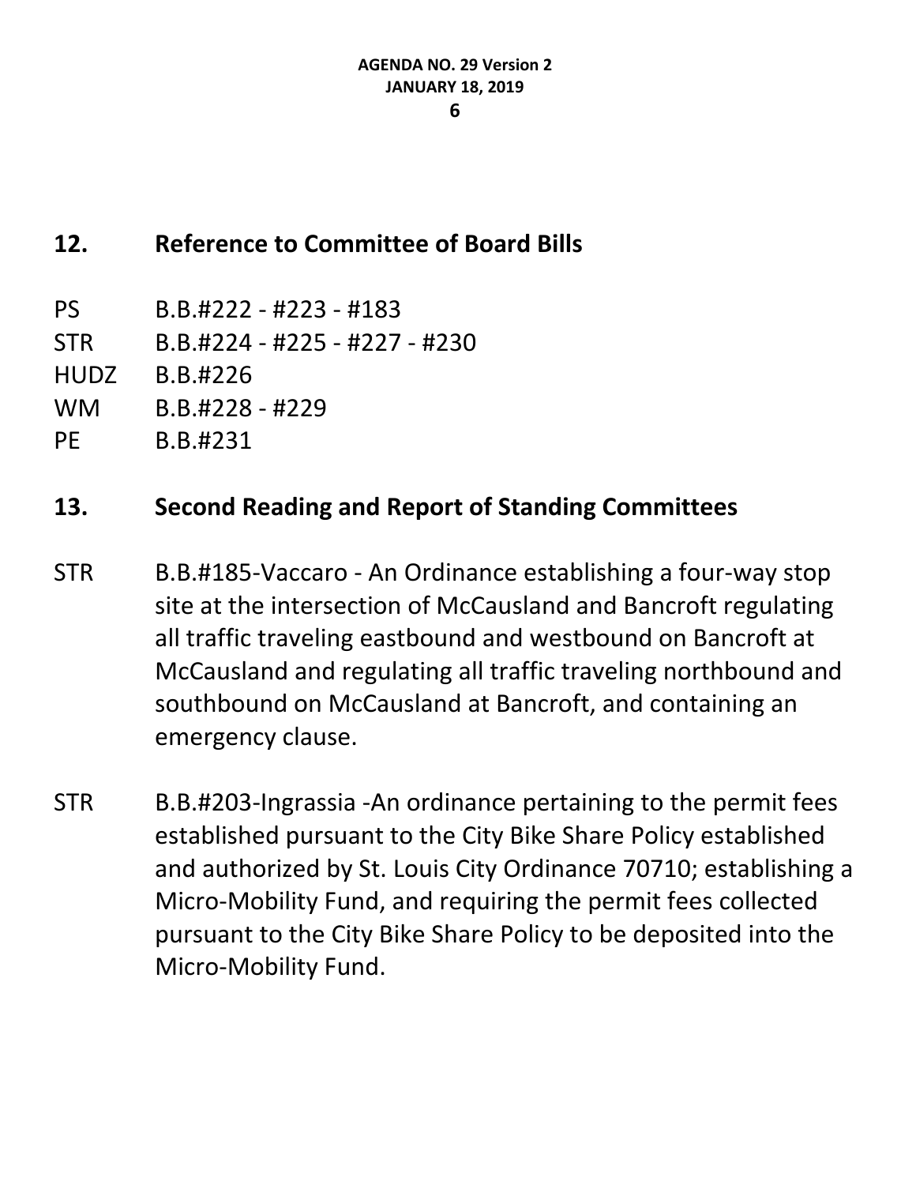## 12. Reference to Committee of Board Bills

PS B.B.#222 - #223 - #183
STR B.B.#224 - #225 - #227 - #230
HUDZ B.B.#226
WM B.B.#228 - #229
PE B.B.#231

## 13. Second Reading and Report of Standing Committees

STR B.B.#185-Vaccaro - An Ordinance establishing a four-way stop site at the intersection of McCausland and Bancroft regulating all traffic traveling eastbound and westbound on Bancroft at McCausland and regulating all traffic traveling northbound and southbound on McCausland at Bancroft, and containing an emergency clause.

STR B.B.#203-Ingrassia -An ordinance pertaining to the permit fees established pursuant to the City Bike Share Policy established and authorized by St. Louis City Ordinance 70710; establishing a Micro-Mobility Fund, and requiring the permit fees collected pursuant to the City Bike Share Policy to be deposited into the Micro-Mobility Fund.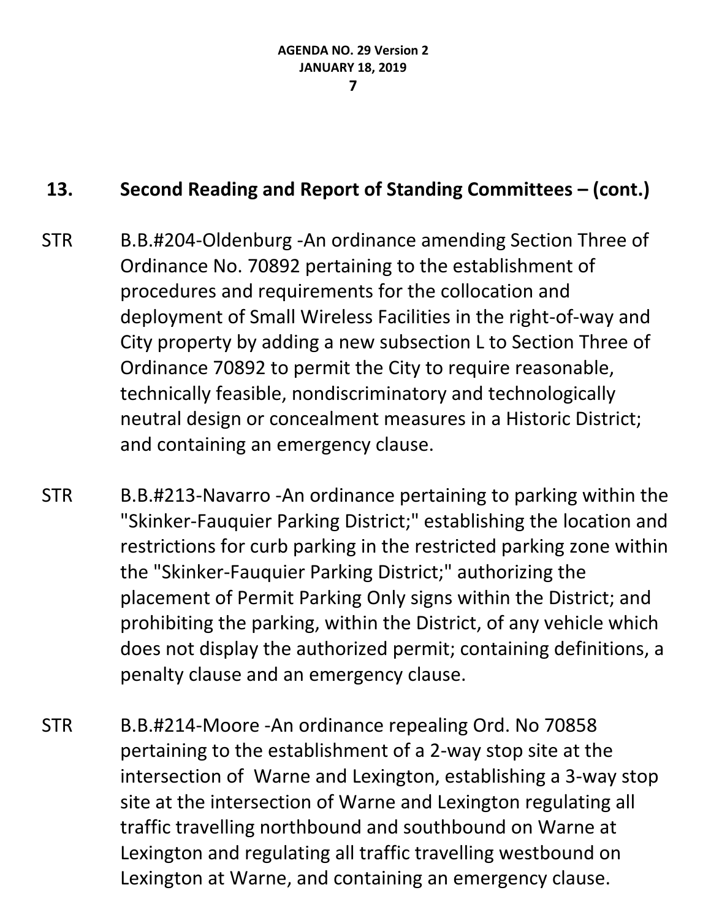## 13. Second Reading and Report of Standing Committees – (cont.)

STR B.B.#204-Oldenburg -An ordinance amending Section Three of Ordinance No. 70892 pertaining to the establishment of procedures and requirements for the collocation and deployment of Small Wireless Facilities in the right-of-way and City property by adding a new subsection L to Section Three of Ordinance 70892 to permit the City to require reasonable, technically feasible, nondiscriminatory and technologically neutral design or concealment measures in a Historic District; and containing an emergency clause.

STR B.B.#213-Navarro -An ordinance pertaining to parking within the "Skinker-Fauquier Parking District;" establishing the location and restrictions for curb parking in the restricted parking zone within the "Skinker-Fauquier Parking District;" authorizing the placement of Permit Parking Only signs within the District; and prohibiting the parking, within the District, of any vehicle which does not display the authorized permit; containing definitions, a penalty clause and an emergency clause.

STR B.B.#214-Moore -An ordinance repealing Ord. No 70858 pertaining to the establishment of a 2-way stop site at the intersection of Warne and Lexington, establishing a 3-way stop site at the intersection of Warne and Lexington regulating all traffic travelling northbound and southbound on Warne at Lexington and regulating all traffic travelling westbound on Lexington at Warne, and containing an emergency clause.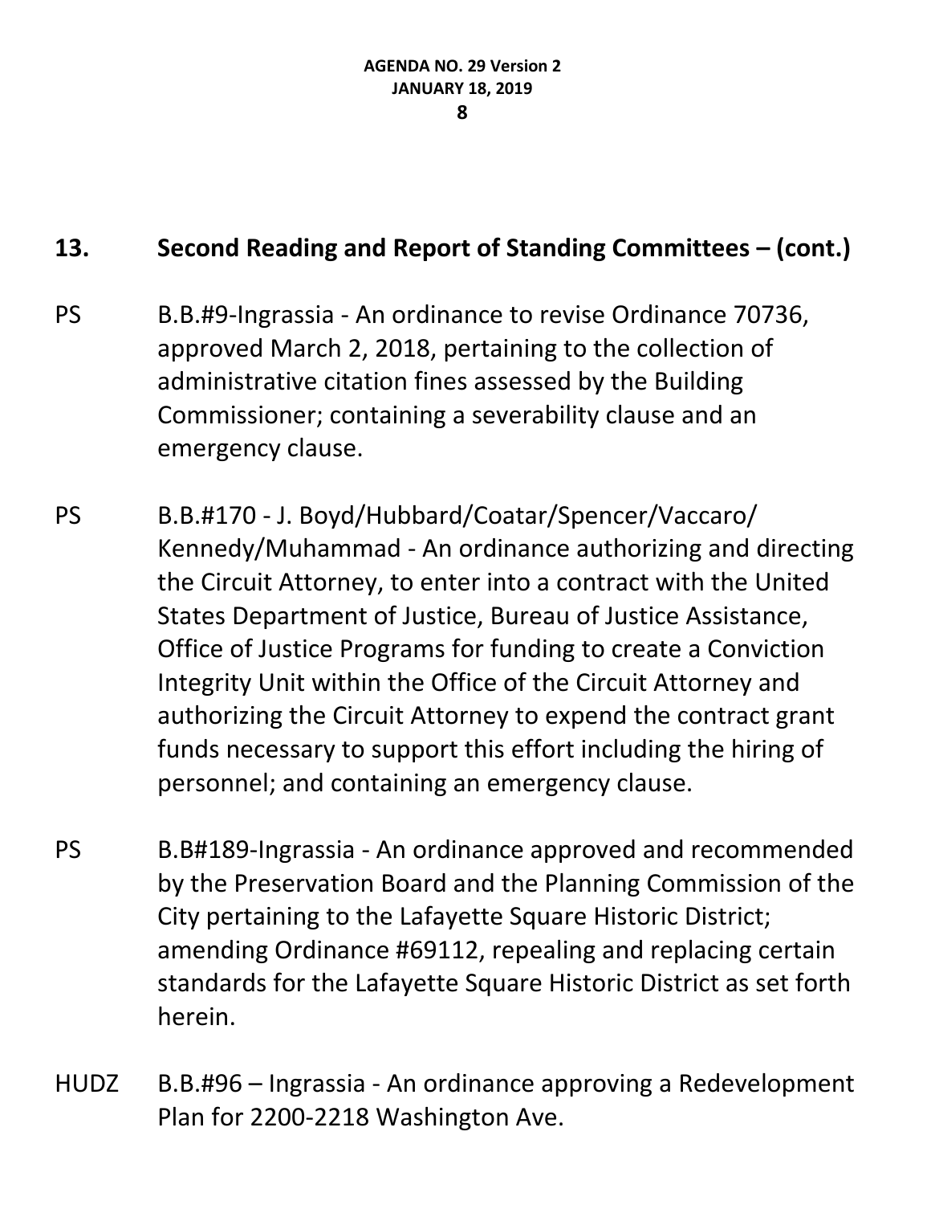## 13. Second Reading and Report of Standing Committees – (cont.)

PS B.B.#9-Ingrassia - An ordinance to revise Ordinance 70736, approved March 2, 2018, pertaining to the collection of administrative citation fines assessed by the Building Commissioner; containing a severability clause and an emergency clause.

PS B.B.#170 - J. Boyd/Hubbard/Coatar/Spencer/Vaccaro/ Kennedy/Muhammad - An ordinance authorizing and directing the Circuit Attorney, to enter into a contract with the United States Department of Justice, Bureau of Justice Assistance, Office of Justice Programs for funding to create a Conviction Integrity Unit within the Office of the Circuit Attorney and authorizing the Circuit Attorney to expend the contract grant funds necessary to support this effort including the hiring of personnel; and containing an emergency clause.

PS B.B#189-Ingrassia - An ordinance approved and recommended by the Preservation Board and the Planning Commission of the City pertaining to the Lafayette Square Historic District; amending Ordinance #69112, repealing and replacing certain standards for the Lafayette Square Historic District as set forth herein.

HUDZ B.B.#96 – Ingrassia - An ordinance approving a Redevelopment Plan for 2200-2218 Washington Ave.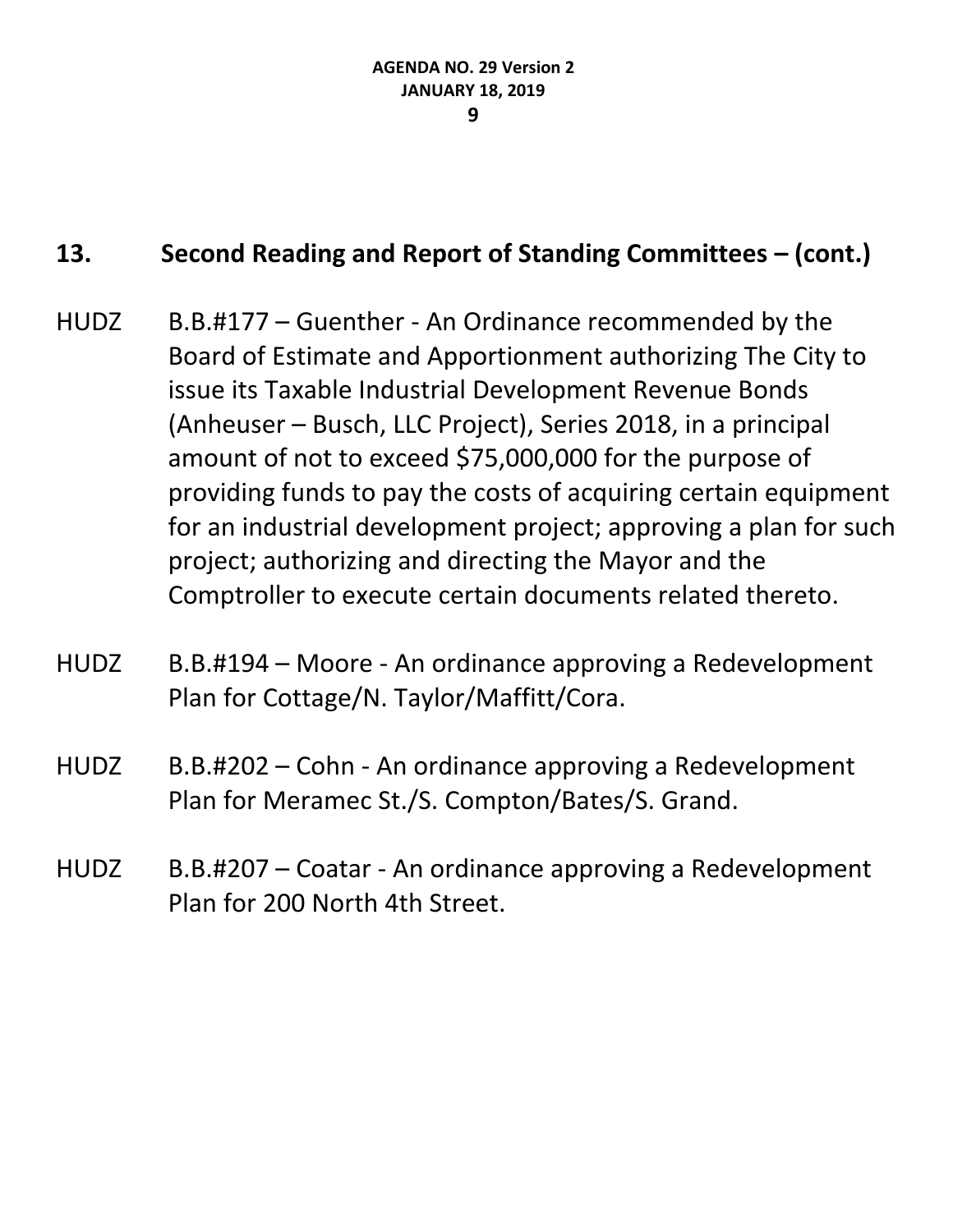## 13. Second Reading and Report of Standing Committees – (cont.)

HUDZ B.B.#177 – Guenther - An Ordinance recommended by the Board of Estimate and Apportionment authorizing The City to issue its Taxable Industrial Development Revenue Bonds (Anheuser – Busch, LLC Project), Series 2018, in a principal amount of not to exceed $75,000,000 for the purpose of providing funds to pay the costs of acquiring certain equipment for an industrial development project; approving a plan for such project; authorizing and directing the Mayor and the Comptroller to execute certain documents related thereto.

HUDZ B.B.#194 – Moore - An ordinance approving a Redevelopment Plan for Cottage/N. Taylor/Maffitt/Cora.

HUDZ B.B.#202 – Cohn - An ordinance approving a Redevelopment Plan for Meramec St./S. Compton/Bates/S. Grand.

HUDZ B.B.#207 – Coatar - An ordinance approving a Redevelopment Plan for 200 North 4th Street.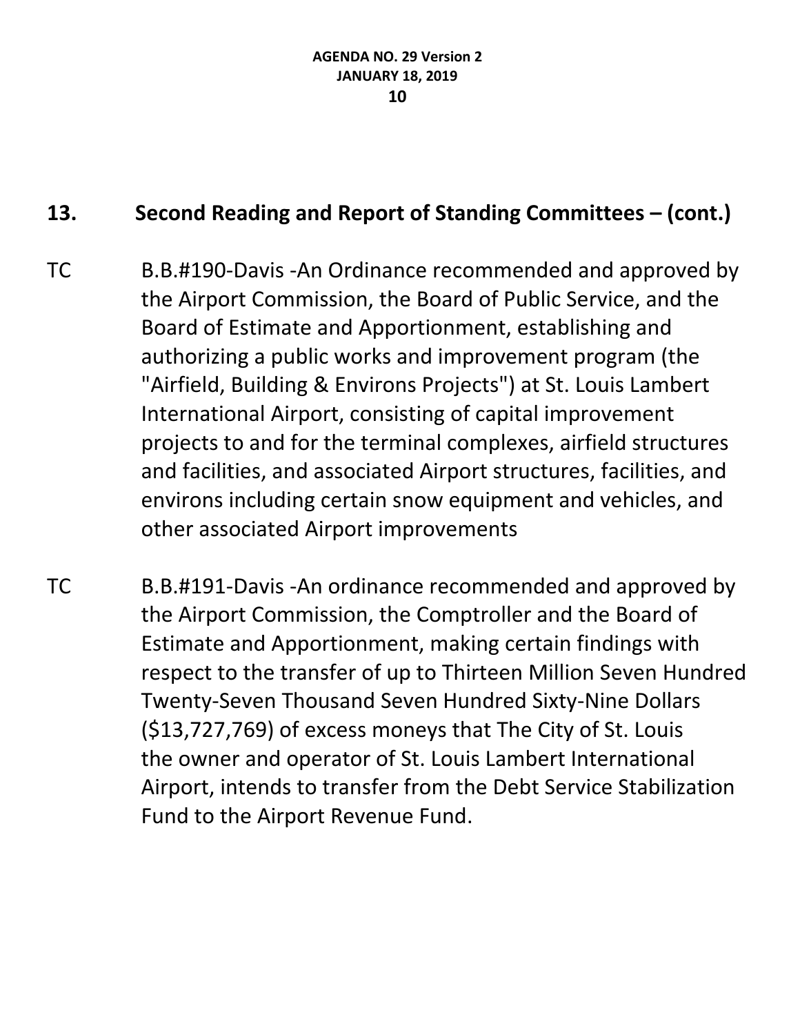## 13. Second Reading and Report of Standing Committees – (cont.)

TC B.B.#190-Davis -An Ordinance recommended and approved by the Airport Commission, the Board of Public Service, and the Board of Estimate and Apportionment, establishing and authorizing a public works and improvement program (the "Airfield, Building & Environs Projects") at St. Louis Lambert International Airport, consisting of capital improvement projects to and for the terminal complexes, airfield structures and facilities, and associated Airport structures, facilities, and environs including certain snow equipment and vehicles, and other associated Airport improvements

TC B.B.#191-Davis -An ordinance recommended and approved by the Airport Commission, the Comptroller and the Board of Estimate and Apportionment, making certain findings with respect to the transfer of up to Thirteen Million Seven Hundred Twenty-Seven Thousand Seven Hundred Sixty-Nine Dollars ($13,727,769) of excess moneys that The City of St. Louis the owner and operator of St. Louis Lambert International Airport, intends to transfer from the Debt Service Stabilization Fund to the Airport Revenue Fund.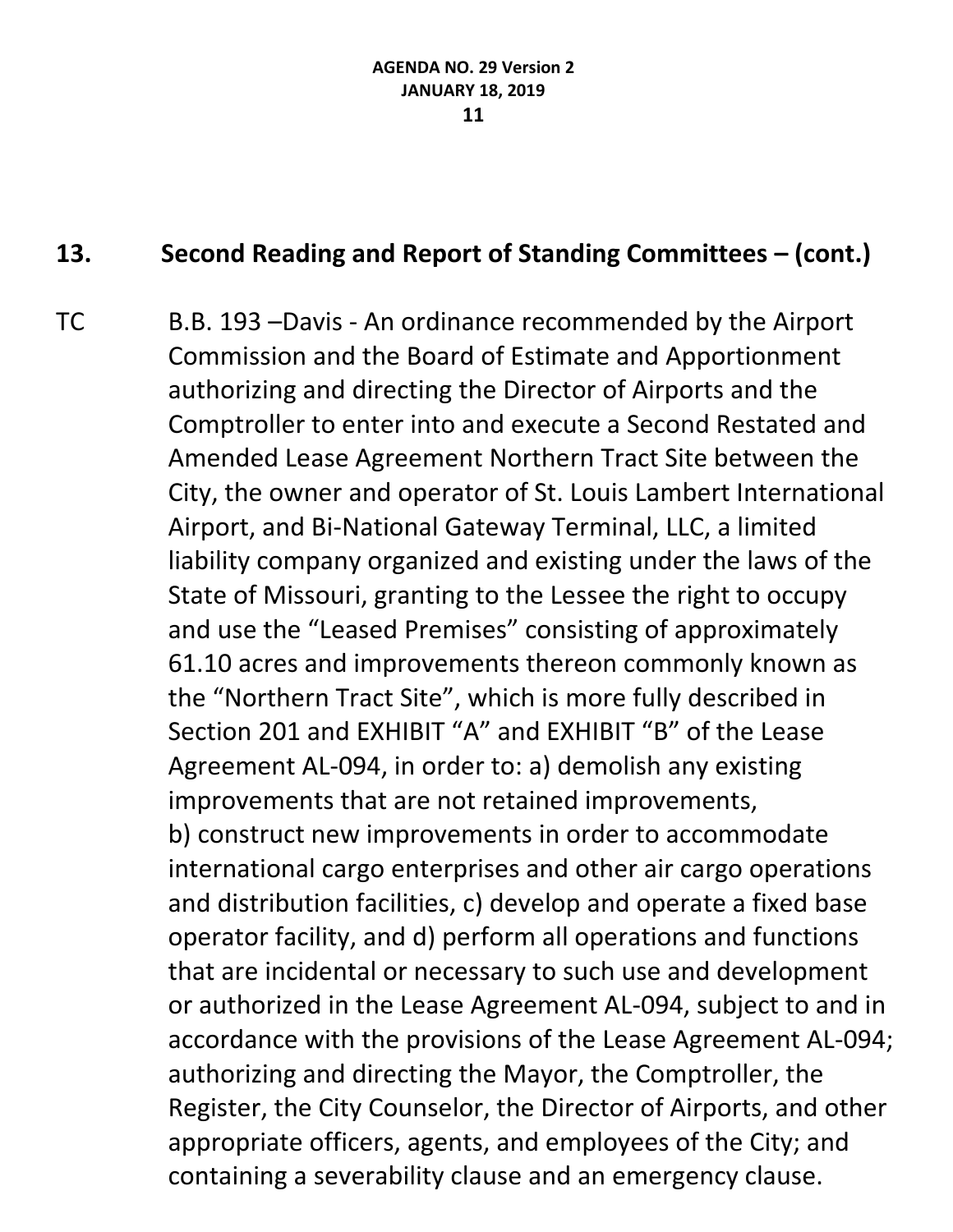## 13. Second Reading and Report of Standing Committees – (cont.)

TC B.B. 193 –Davis - An ordinance recommended by the Airport Commission and the Board of Estimate and Apportionment authorizing and directing the Director of Airports and the Comptroller to enter into and execute a Second Restated and Amended Lease Agreement Northern Tract Site between the City, the owner and operator of St. Louis Lambert International Airport, and Bi-National Gateway Terminal, LLC, a limited liability company organized and existing under the laws of the State of Missouri, granting to the Lessee the right to occupy and use the "Leased Premises" consisting of approximately 61.10 acres and improvements thereon commonly known as the "Northern Tract Site", which is more fully described in Section 201 and EXHIBIT "A" and EXHIBIT "B" of the Lease Agreement AL-094, in order to: a) demolish any existing improvements that are not retained improvements, b) construct new improvements in order to accommodate international cargo enterprises and other air cargo operations and distribution facilities, c) develop and operate a fixed base operator facility, and d) perform all operations and functions that are incidental or necessary to such use and development or authorized in the Lease Agreement AL-094, subject to and in accordance with the provisions of the Lease Agreement AL-094; authorizing and directing the Mayor, the Comptroller, the Register, the City Counselor, the Director of Airports, and other appropriate officers, agents, and employees of the City; and containing a severability clause and an emergency clause.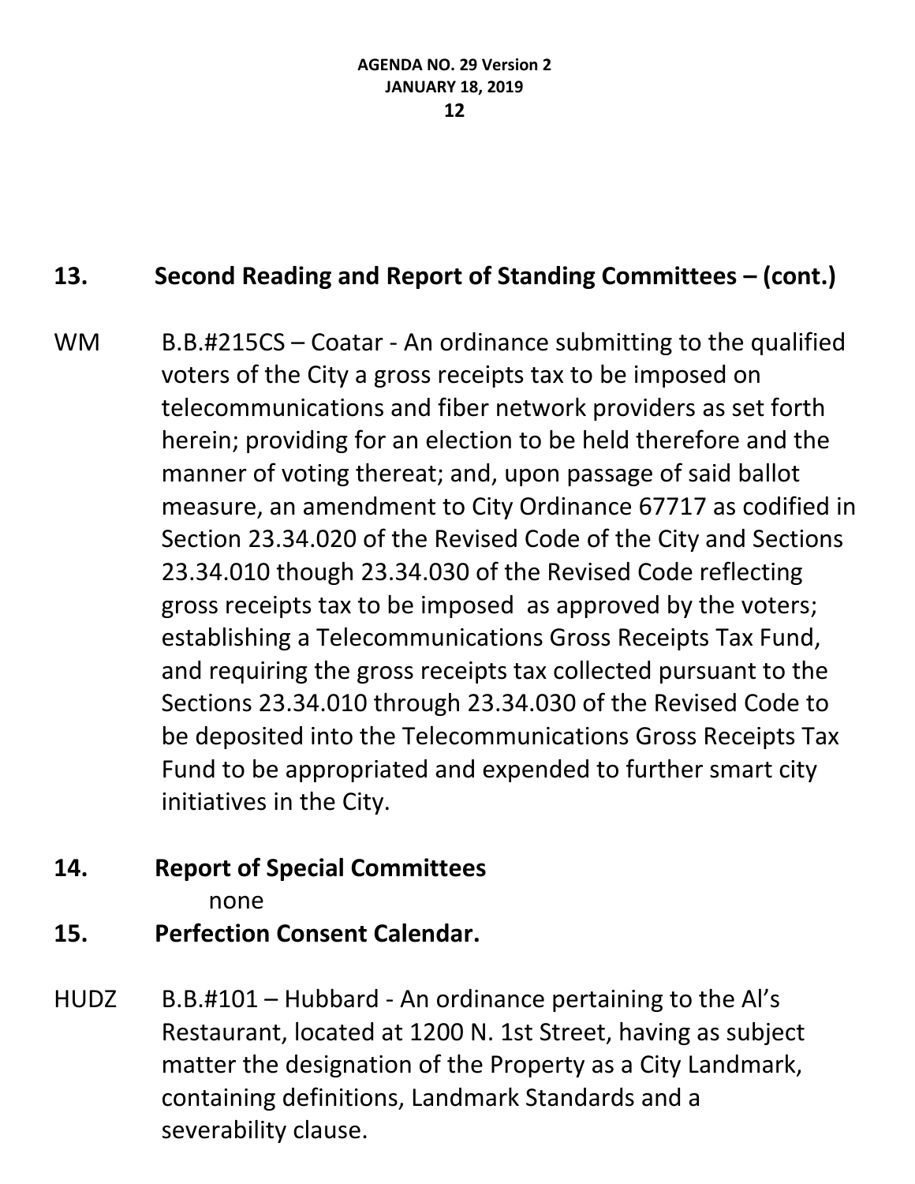## 13. Second Reading and Report of Standing Committees – (cont.)

WM B.B.#215CS – Coatar - An ordinance submitting to the qualified voters of the City a gross receipts tax to be imposed on telecommunications and fiber network providers as set forth herein; providing for an election to be held therefore and the manner of voting thereat; and, upon passage of said ballot measure, an amendment to City Ordinance 67717 as codified in Section 23.34.020 of the Revised Code of the City and Sections 23.34.010 though 23.34.030 of the Revised Code reflecting gross receipts tax to be imposed as approved by the voters; establishing a Telecommunications Gross Receipts Tax Fund, and requiring the gross receipts tax collected pursuant to the Sections 23.34.010 through 23.34.030 of the Revised Code to be deposited into the Telecommunications Gross Receipts Tax Fund to be appropriated and expended to further smart city initiatives in the City.

## 14. Report of Special Committees

none

## 15. Perfection Consent Calendar.

HUDZ B.B.#101 – Hubbard - An ordinance pertaining to the Al's Restaurant, located at 1200 N. 1st Street, having as subject matter the designation of the Property as a City Landmark, containing definitions, Landmark Standards and a severability clause.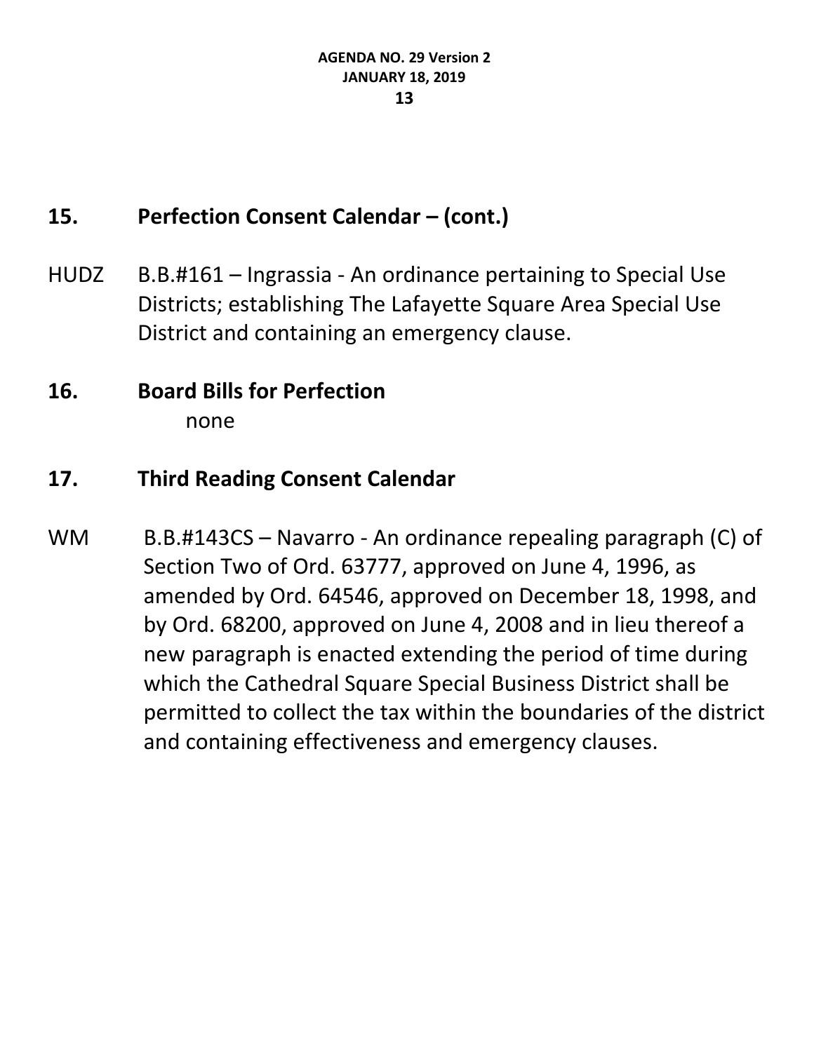## 15. Perfection Consent Calendar – (cont.)

HUDZ B.B.#161 – Ingrassia - An ordinance pertaining to Special Use Districts; establishing The Lafayette Square Area Special Use District and containing an emergency clause.

## 16. Board Bills for Perfection

none

## 17. Third Reading Consent Calendar

WM B.B.#143CS – Navarro - An ordinance repealing paragraph (C) of Section Two of Ord. 63777, approved on June 4, 1996, as amended by Ord. 64546, approved on December 18, 1998, and by Ord. 68200, approved on June 4, 2008 and in lieu thereof a new paragraph is enacted extending the period of time during which the Cathedral Square Special Business District shall be permitted to collect the tax within the boundaries of the district and containing effectiveness and emergency clauses.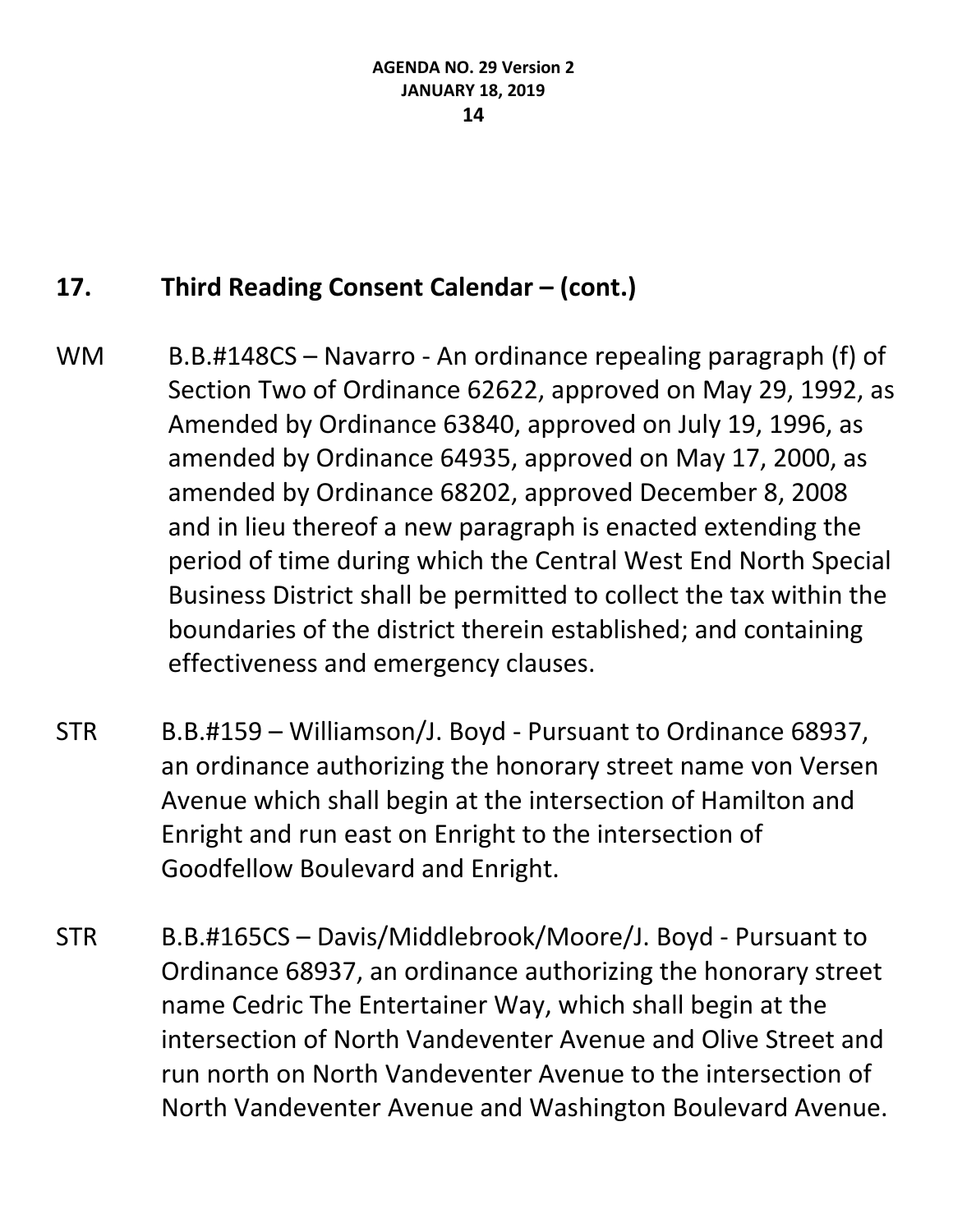## 17. Third Reading Consent Calendar – (cont.)

WM B.B.#148CS – Navarro - An ordinance repealing paragraph (f) of Section Two of Ordinance 62622, approved on May 29, 1992, as Amended by Ordinance 63840, approved on July 19, 1996, as amended by Ordinance 64935, approved on May 17, 2000, as amended by Ordinance 68202, approved December 8, 2008 and in lieu thereof a new paragraph is enacted extending the period of time during which the Central West End North Special Business District shall be permitted to collect the tax within the boundaries of the district therein established; and containing effectiveness and emergency clauses.

STR B.B.#159 – Williamson/J. Boyd - Pursuant to Ordinance 68937, an ordinance authorizing the honorary street name von Versen Avenue which shall begin at the intersection of Hamilton and Enright and run east on Enright to the intersection of Goodfellow Boulevard and Enright.

STR B.B.#165CS – Davis/Middlebrook/Moore/J. Boyd - Pursuant to Ordinance 68937, an ordinance authorizing the honorary street name Cedric The Entertainer Way, which shall begin at the intersection of North Vandeventer Avenue and Olive Street and run north on North Vandeventer Avenue to the intersection of North Vandeventer Avenue and Washington Boulevard Avenue.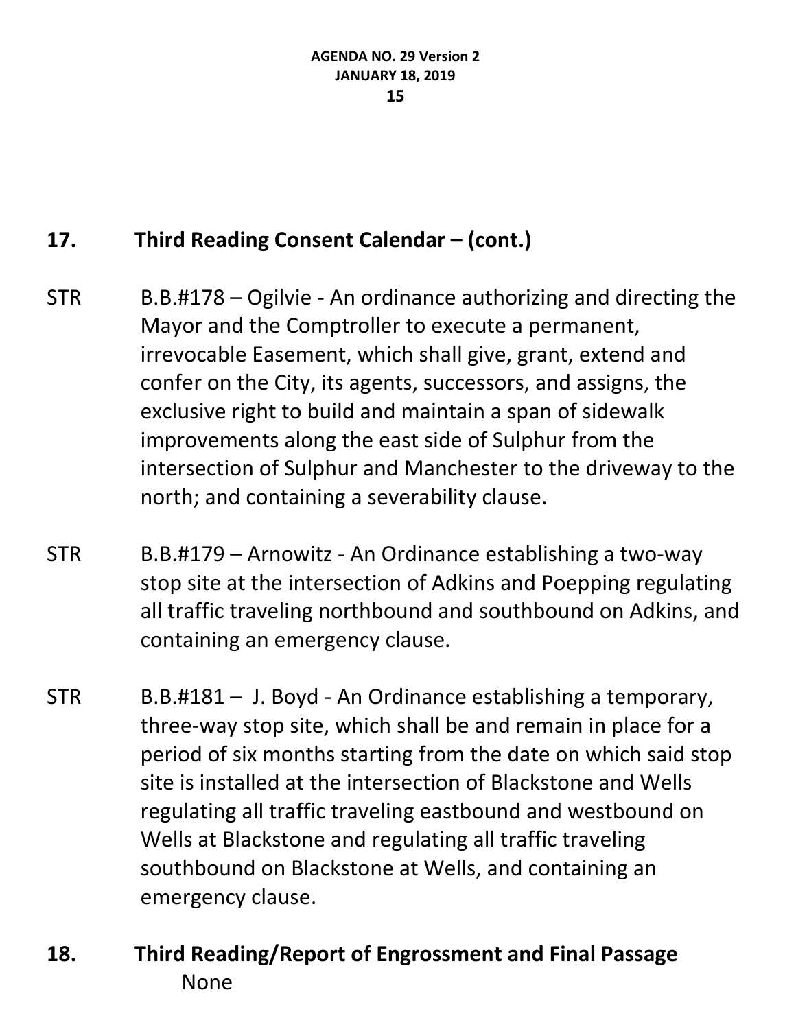## 17. Third Reading Consent Calendar – (cont.)

STR B.B.#178 – Ogilvie - An ordinance authorizing and directing the Mayor and the Comptroller to execute a permanent, irrevocable Easement, which shall give, grant, extend and confer on the City, its agents, successors, and assigns, the exclusive right to build and maintain a span of sidewalk improvements along the east side of Sulphur from the intersection of Sulphur and Manchester to the driveway to the north; and containing a severability clause.

STR B.B.#179 – Arnowitz - An Ordinance establishing a two-way stop site at the intersection of Adkins and Poepping regulating all traffic traveling northbound and southbound on Adkins, and containing an emergency clause.

STR B.B.#181 – J. Boyd - An Ordinance establishing a temporary, three-way stop site, which shall be and remain in place for a period of six months starting from the date on which said stop site is installed at the intersection of Blackstone and Wells regulating all traffic traveling eastbound and westbound on Wells at Blackstone and regulating all traffic traveling southbound on Blackstone at Wells, and containing an emergency clause.

## 18. Third Reading/Report of Engrossment and Final Passage

None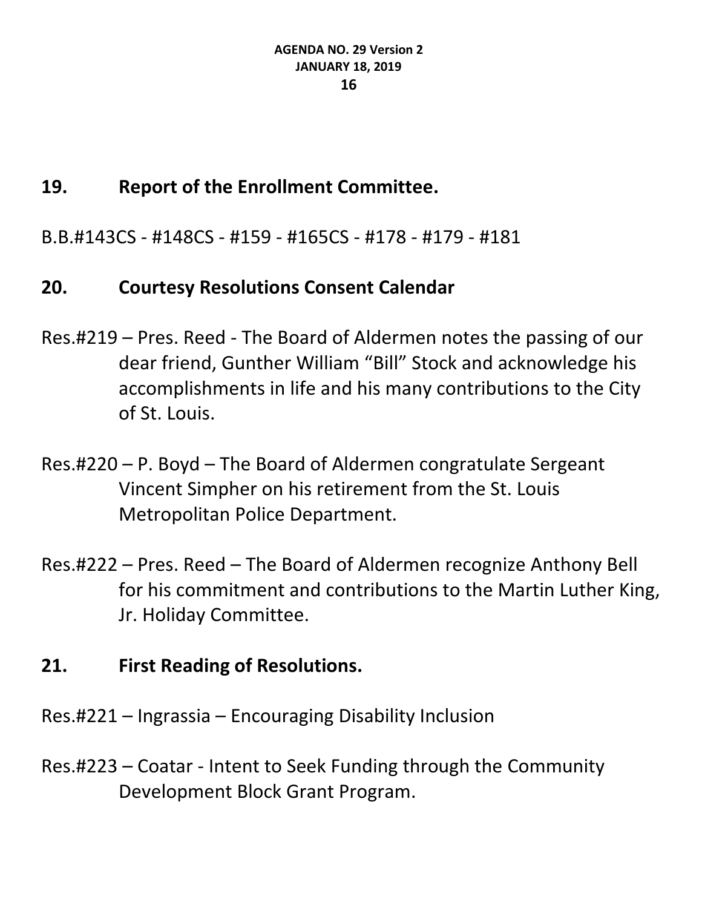## 19. Report of the Enrollment Committee.

B.B.#143CS - #148CS - #159 - #165CS - #178 - #179 - #181

## 20. Courtesy Resolutions Consent Calendar

Res.#219 – Pres. Reed - The Board of Aldermen notes the passing of our dear friend, Gunther William "Bill" Stock and acknowledge his accomplishments in life and his many contributions to the City of St. Louis.

Res.#220 – P. Boyd – The Board of Aldermen congratulate Sergeant Vincent Simpher on his retirement from the St. Louis Metropolitan Police Department.

Res.#222 – Pres. Reed – The Board of Aldermen recognize Anthony Bell for his commitment and contributions to the Martin Luther King, Jr. Holiday Committee.

## 21. First Reading of Resolutions.

Res.#221 – Ingrassia – Encouraging Disability Inclusion

Res.#223 – Coatar - Intent to Seek Funding through the Community Development Block Grant Program.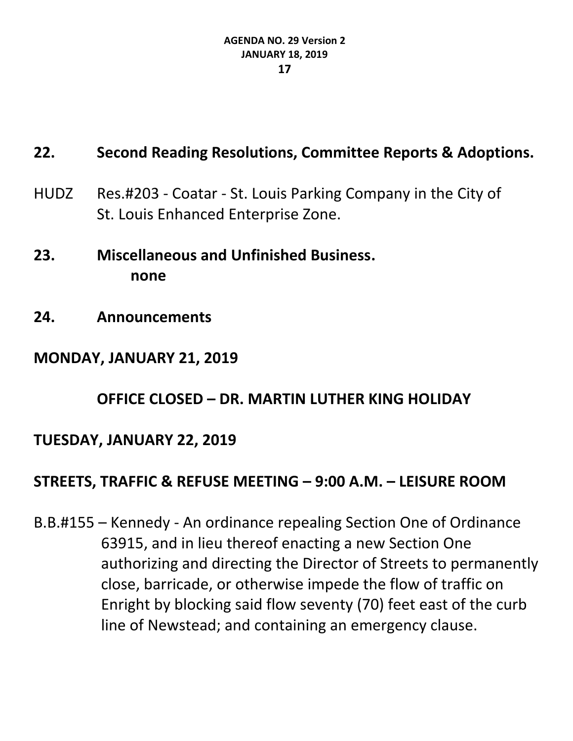## 22. Second Reading Resolutions, Committee Reports & Adoptions.

HUDZ Res.#203 - Coatar - St. Louis Parking Company in the City of St. Louis Enhanced Enterprise Zone.

## 23. Miscellaneous and Unfinished Business.

**none**

## 24. Announcements

**MONDAY, JANUARY 21, 2019**

**OFFICE CLOSED – DR. MARTIN LUTHER KING HOLIDAY**

**TUESDAY, JANUARY 22, 2019**

**STREETS, TRAFFIC & REFUSE MEETING – 9:00 A.M. – LEISURE ROOM**

B.B.#155 – Kennedy - An ordinance repealing Section One of Ordinance 63915, and in lieu thereof enacting a new Section One authorizing and directing the Director of Streets to permanently close, barricade, or otherwise impede the flow of traffic on Enright by blocking said flow seventy (70) feet east of the curb line of Newstead; and containing an emergency clause.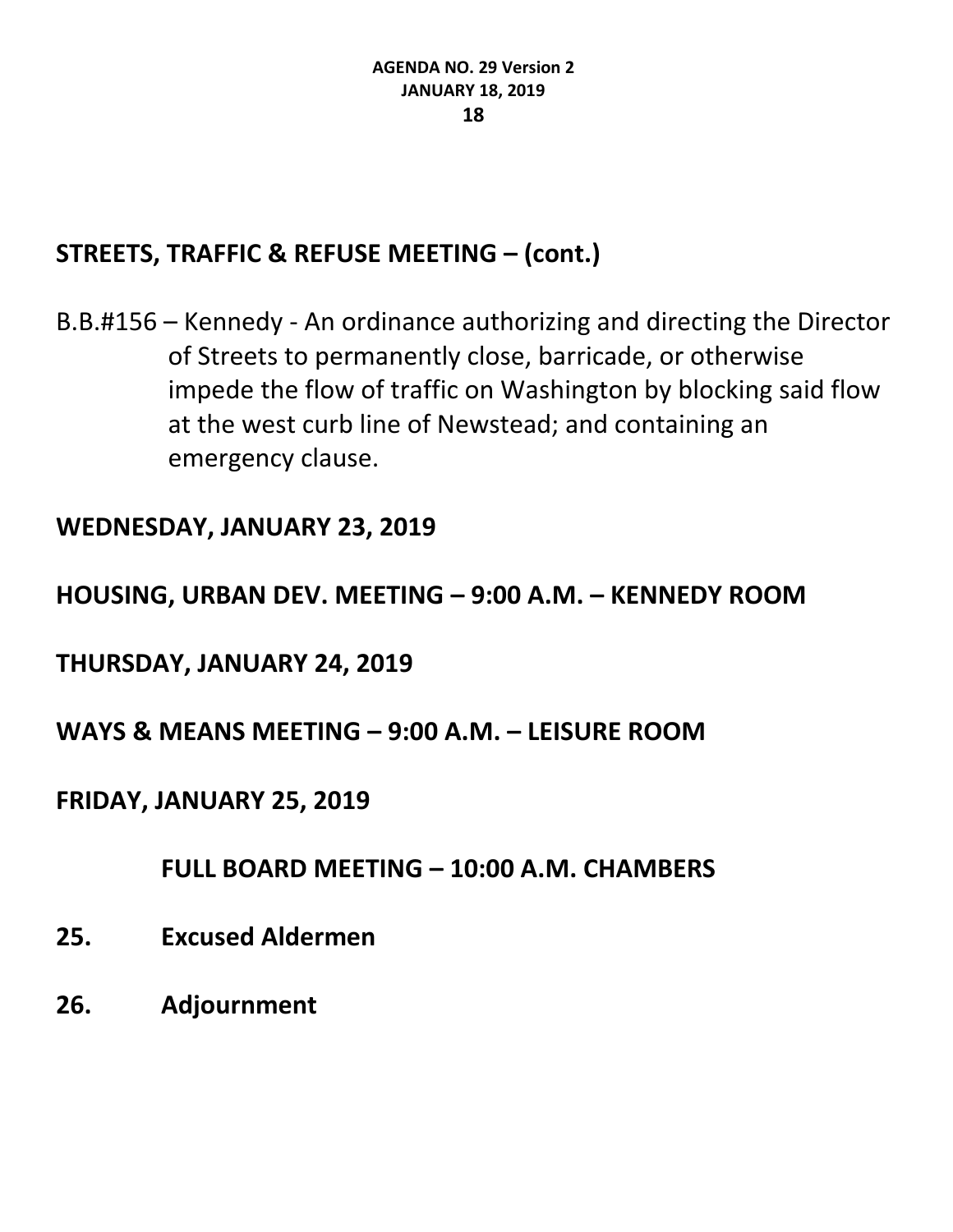## STREETS, TRAFFIC & REFUSE MEETING – (cont.)

B.B.#156 – Kennedy - An ordinance authorizing and directing the Director of Streets to permanently close, barricade, or otherwise impede the flow of traffic on Washington by blocking said flow at the west curb line of Newstead; and containing an emergency clause.

## WEDNESDAY, JANUARY 23, 2019

## HOUSING, URBAN DEV. MEETING – 9:00 A.M. – KENNEDY ROOM

## THURSDAY, JANUARY 24, 2019

## WAYS & MEANS MEETING – 9:00 A.M. – LEISURE ROOM

## FRIDAY, JANUARY 25, 2019

## FULL BOARD MEETING – 10:00 A.M. CHAMBERS

**25. Excused Aldermen**

**26. Adjournment**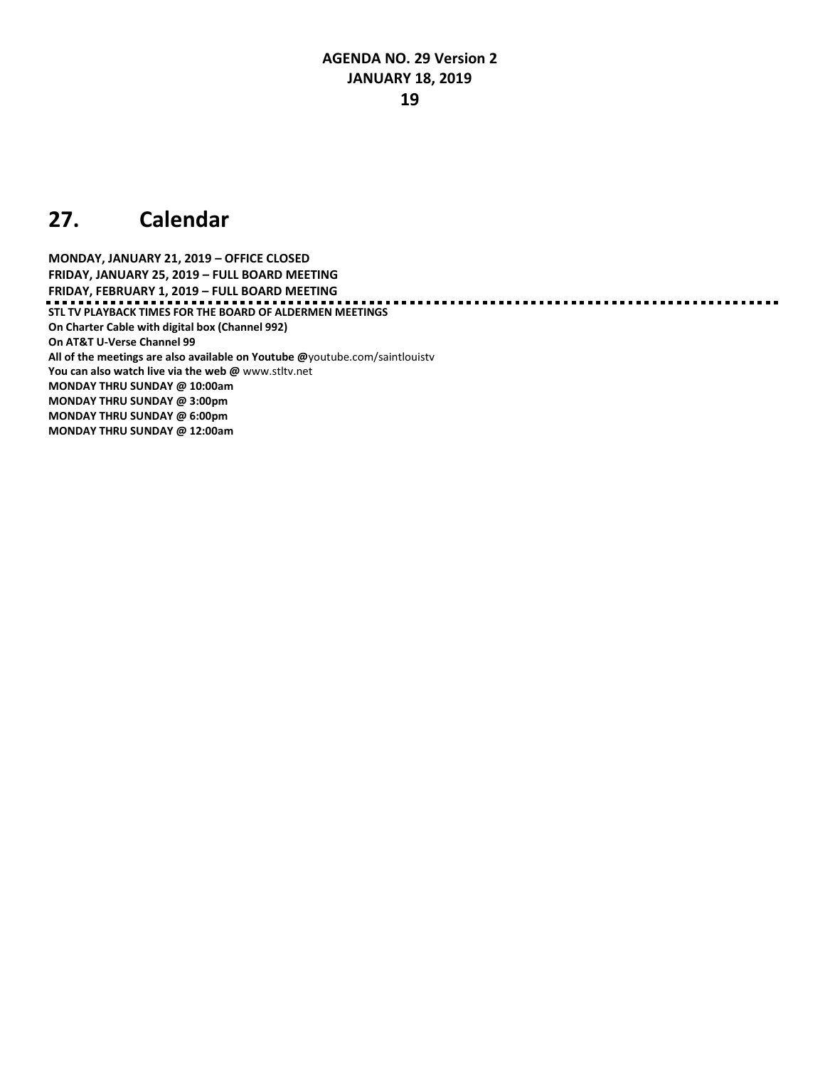## 27. Calendar

**MONDAY, JANUARY 21, 2019 – OFFICE CLOSED**
**FRIDAY, JANUARY 25, 2019 – FULL BOARD MEETING**
**FRIDAY, FEBRUARY 1, 2019 – FULL BOARD MEETING**

---

**STL TV PLAYBACK TIMES FOR THE BOARD OF ALDERMEN MEETINGS**
**On Charter Cable with digital box (Channel 992)**
**On AT&T U-Verse Channel 99**
**All of the meetings are also available on Youtube @**youtube.com/saintlouistv
**You can also watch live via the web @** www.stltv.net
**MONDAY THRU SUNDAY @ 10:00am**
**MONDAY THRU SUNDAY @ 3:00pm**
**MONDAY THRU SUNDAY @ 6:00pm**
**MONDAY THRU SUNDAY @ 12:00am**